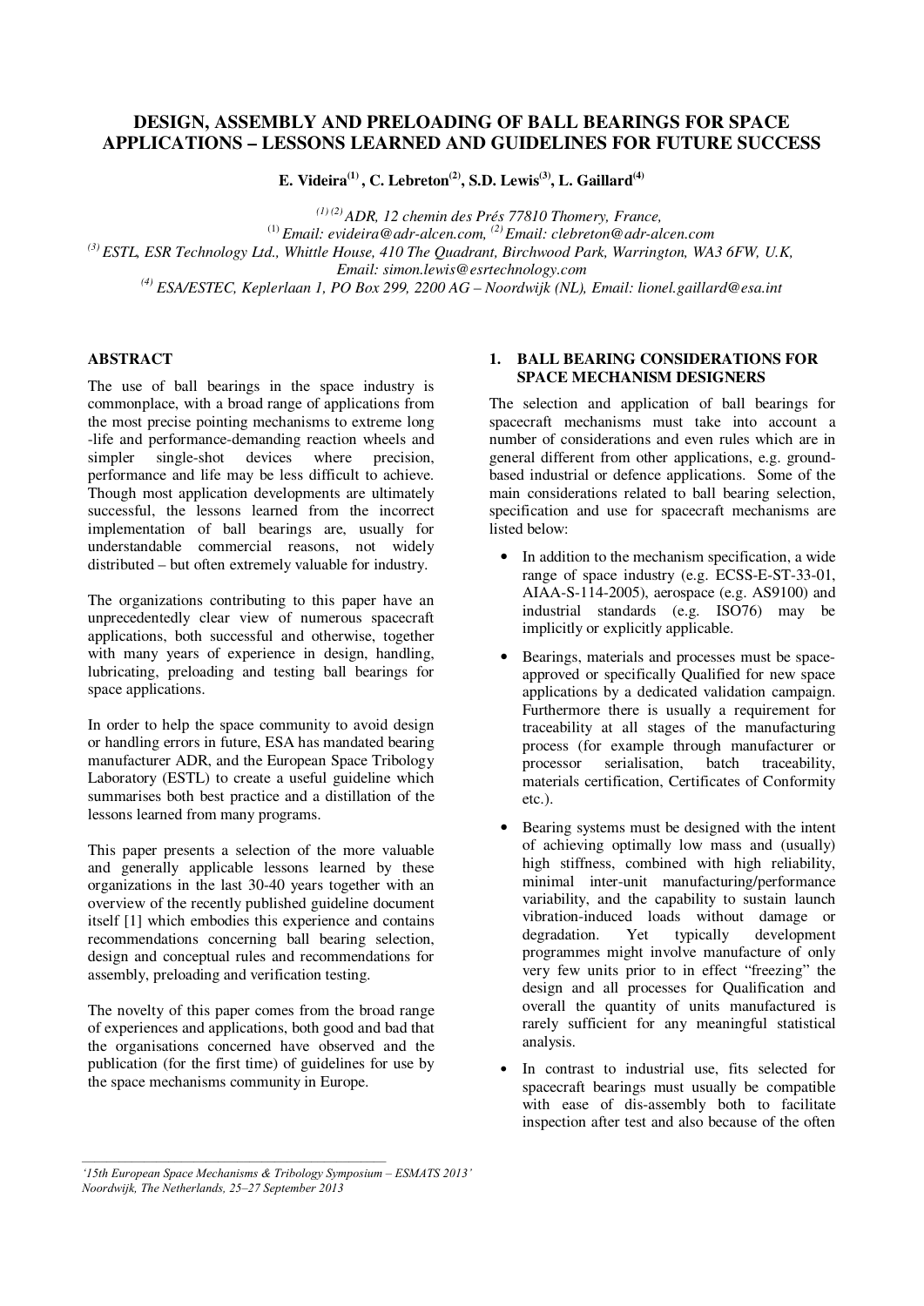# DESIGN, ASSEMBLY AND PRELOADING OF BALL BEARINGS FOR SPACE APPLICATIONS – LESSONS LEARNED AND GUIDELINES FOR FUTURE SUCCESS

**E. Videira[(1)], C. Lebreton[(2)], S.D. Lewis[(3)], L. Gaillard[(4)]**

*[(1) (2)] ADR, 12 chemin des Prés 77810 Thomery, France,*
*[(1)] Email: evideira@adr-alcen.com, [(2)] Email: clebreton@adr-alcen.com*
*[(3)] ESTL, ESR Technology Ltd., Whittle House, 410 The Quadrant, Birchwood Park, Warrington, WA3 6FW, U.K,*
*Email: simon.lewis@esrtechnology.com*
*[(4)] ESA/ESTEC, Keplerlaan 1, PO Box 299, 2200 AG – Noordwijk (NL), Email: lionel.gaillard@esa.int*

## ABSTRACT

The use of ball bearings in the space industry is commonplace, with a broad range of applications from the most precise pointing mechanisms to extreme long -life and performance-demanding reaction wheels and simpler single-shot devices where precision, performance and life may be less difficult to achieve. Though most application developments are ultimately successful, the lessons learned from the incorrect implementation of ball bearings are, usually for understandable commercial reasons, not widely distributed – but often extremely valuable for industry.

The organizations contributing to this paper have an unprecedentedly clear view of numerous spacecraft applications, both successful and otherwise, together with many years of experience in design, handling, lubricating, preloading and testing ball bearings for space applications.

In order to help the space community to avoid design or handling errors in future, ESA has mandated bearing manufacturer ADR, and the European Space Tribology Laboratory (ESTL) to create a useful guideline which summarises both best practice and a distillation of the lessons learned from many programs.

This paper presents a selection of the more valuable and generally applicable lessons learned by these organizations in the last 30-40 years together with an overview of the recently published guideline document itself [1] which embodies this experience and contains recommendations concerning ball bearing selection, design and conceptual rules and recommendations for assembly, preloading and verification testing.

The novelty of this paper comes from the broad range of experiences and applications, both good and bad that the organisations concerned have observed and the publication (for the first time) of guidelines for use by the space mechanisms community in Europe.

## 1. BALL BEARING CONSIDERATIONS FOR SPACE MECHANISM DESIGNERS

The selection and application of ball bearings for spacecraft mechanisms must take into account a number of considerations and even rules which are in general different from other applications, e.g. ground-based industrial or defence applications. Some of the main considerations related to ball bearing selection, specification and use for spacecraft mechanisms are listed below:

- In addition to the mechanism specification, a wide range of space industry (e.g. ECSS-E-ST-33-01, AIAA-S-114-2005), aerospace (e.g. AS9100) and industrial standards (e.g. ISO76) may be implicitly or explicitly applicable.
- Bearings, materials and processes must be space-approved or specifically Qualified for new space applications by a dedicated validation campaign. Furthermore there is usually a requirement for traceability at all stages of the manufacturing process (for example through manufacturer or processor serialisation, batch traceability, materials certification, Certificates of Conformity etc.).
- Bearing systems must be designed with the intent of achieving optimally low mass and (usually) high stiffness, combined with high reliability, minimal inter-unit manufacturing/performance variability, and the capability to sustain launch vibration-induced loads without damage or degradation. Yet typically development programmes might involve manufacture of only very few units prior to in effect "freezing" the design and all processes for Qualification and overall the quantity of units manufactured is rarely sufficient for any meaningful statistical analysis.
- In contrast to industrial use, fits selected for spacecraft bearings must usually be compatible with ease of dis-assembly both to facilitate inspection after test and also because of the often

*'15th European Space Mechanisms & Tribology Symposium – ESMATS 2013'*
*Noordwijk, The Netherlands, 25–27 September 2013*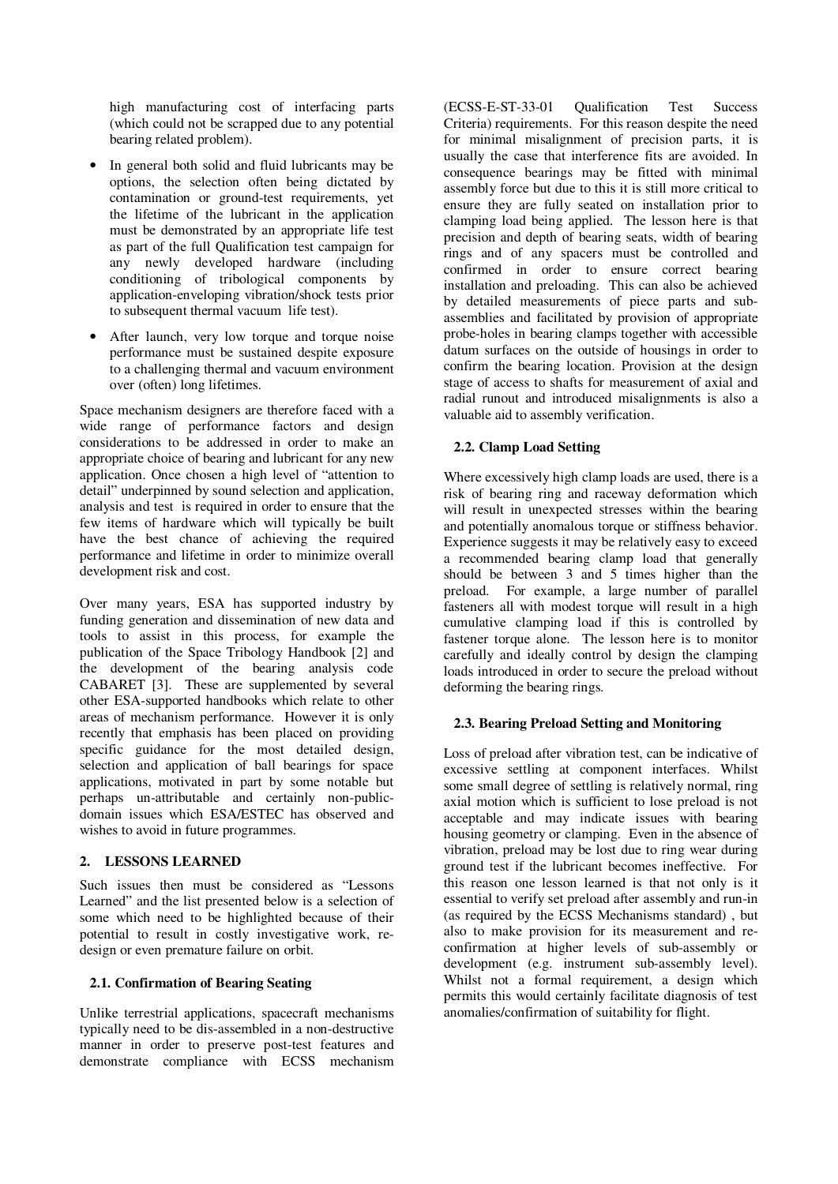high manufacturing cost of interfacing parts (which could not be scrapped due to any potential bearing related problem).

- In general both solid and fluid lubricants may be options, the selection often being dictated by contamination or ground-test requirements, yet the lifetime of the lubricant in the application must be demonstrated by an appropriate life test as part of the full Qualification test campaign for any newly developed hardware (including conditioning of tribological components by application-enveloping vibration/shock tests prior to subsequent thermal vacuum life test).
- After launch, very low torque and torque noise performance must be sustained despite exposure to a challenging thermal and vacuum environment over (often) long lifetimes.

Space mechanism designers are therefore faced with a wide range of performance factors and design considerations to be addressed in order to make an appropriate choice of bearing and lubricant for any new application. Once chosen a high level of "attention to detail" underpinned by sound selection and application, analysis and test is required in order to ensure that the few items of hardware which will typically be built have the best chance of achieving the required performance and lifetime in order to minimize overall development risk and cost.

Over many years, ESA has supported industry by funding generation and dissemination of new data and tools to assist in this process, for example the publication of the Space Tribology Handbook [2] and the development of the bearing analysis code CABARET [3]. These are supplemented by several other ESA-supported handbooks which relate to other areas of mechanism performance. However it is only recently that emphasis has been placed on providing specific guidance for the most detailed design, selection and application of ball bearings for space applications, motivated in part by some notable but perhaps un-attributable and certainly non-public-domain issues which ESA/ESTEC has observed and wishes to avoid in future programmes.

## 2. LESSONS LEARNED

Such issues then must be considered as "Lessons Learned" and the list presented below is a selection of some which need to be highlighted because of their potential to result in costly investigative work, re-design or even premature failure on orbit.

### 2.1. Confirmation of Bearing Seating

Unlike terrestrial applications, spacecraft mechanisms typically need to be dis-assembled in a non-destructive manner in order to preserve post-test features and demonstrate compliance with ECSS mechanism (ECSS-E-ST-33-01 Qualification Test Success Criteria) requirements. For this reason despite the need for minimal misalignment of precision parts, it is usually the case that interference fits are avoided. In consequence bearings may be fitted with minimal assembly force but due to this it is still more critical to ensure they are fully seated on installation prior to clamping load being applied. The lesson here is that precision and depth of bearing seats, width of bearing rings and of any spacers must be controlled and confirmed in order to ensure correct bearing installation and preloading. This can also be achieved by detailed measurements of piece parts and sub-assemblies and facilitated by provision of appropriate probe-holes in bearing clamps together with accessible datum surfaces on the outside of housings in order to confirm the bearing location. Provision at the design stage of access to shafts for measurement of axial and radial runout and introduced misalignments is also a valuable aid to assembly verification.

### 2.2. Clamp Load Setting

Where excessively high clamp loads are used, there is a risk of bearing ring and raceway deformation which will result in unexpected stresses within the bearing and potentially anomalous torque or stiffness behavior. Experience suggests it may be relatively easy to exceed a recommended bearing clamp load that generally should be between 3 and 5 times higher than the preload. For example, a large number of parallel fasteners all with modest torque will result in a high cumulative clamping load if this is controlled by fastener torque alone. The lesson here is to monitor carefully and ideally control by design the clamping loads introduced in order to secure the preload without deforming the bearing rings.

### 2.3. Bearing Preload Setting and Monitoring

Loss of preload after vibration test, can be indicative of excessive settling at component interfaces. Whilst some small degree of settling is relatively normal, ring axial motion which is sufficient to lose preload is not acceptable and may indicate issues with bearing housing geometry or clamping. Even in the absence of vibration, preload may be lost due to ring wear during ground test if the lubricant becomes ineffective. For this reason one lesson learned is that not only is it essential to verify set preload after assembly and run-in (as required by the ECSS Mechanisms standard) , but also to make provision for its measurement and re-confirmation at higher levels of sub-assembly or development (e.g. instrument sub-assembly level). Whilst not a formal requirement, a design which permits this would certainly facilitate diagnosis of test anomalies/confirmation of suitability for flight.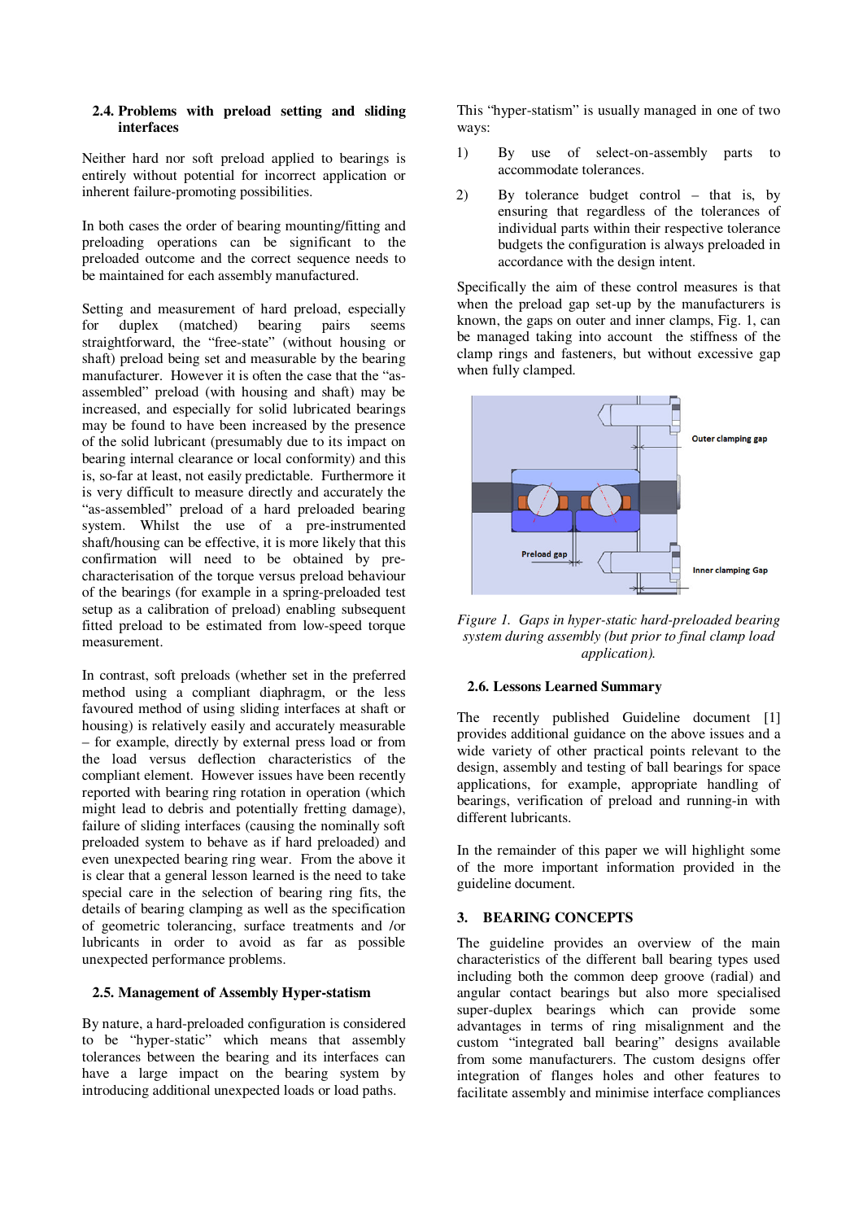### 2.4. Problems with preload setting and sliding interfaces

Neither hard nor soft preload applied to bearings is entirely without potential for incorrect application or inherent failure-promoting possibilities.

In both cases the order of bearing mounting/fitting and preloading operations can be significant to the preloaded outcome and the correct sequence needs to be maintained for each assembly manufactured.

Setting and measurement of hard preload, especially for duplex (matched) bearing pairs seems straightforward, the "free-state" (without housing or shaft) preload being set and measurable by the bearing manufacturer. However it is often the case that the "as-assembled" preload (with housing and shaft) may be increased, and especially for solid lubricated bearings may be found to have been increased by the presence of the solid lubricant (presumably due to its impact on bearing internal clearance or local conformity) and this is, so-far at least, not easily predictable. Furthermore it is very difficult to measure directly and accurately the "as-assembled" preload of a hard preloaded bearing system. Whilst the use of a pre-instrumented shaft/housing can be effective, it is more likely that this confirmation will need to be obtained by pre-characterisation of the torque versus preload behaviour of the bearings (for example in a spring-preloaded test setup as a calibration of preload) enabling subsequent fitted preload to be estimated from low-speed torque measurement.

In contrast, soft preloads (whether set in the preferred method using a compliant diaphragm, or the less favoured method of using sliding interfaces at shaft or housing) is relatively easily and accurately measurable – for example, directly by external press load or from the load versus deflection characteristics of the compliant element. However issues have been recently reported with bearing ring rotation in operation (which might lead to debris and potentially fretting damage), failure of sliding interfaces (causing the nominally soft preloaded system to behave as if hard preloaded) and even unexpected bearing ring wear. From the above it is clear that a general lesson learned is the need to take special care in the selection of bearing ring fits, the details of bearing clamping as well as the specification of geometric tolerancing, surface treatments and /or lubricants in order to avoid as far as possible unexpected performance problems.

### 2.5. Management of Assembly Hyper-statism

By nature, a hard-preloaded configuration is considered to be "hyper-static" which means that assembly tolerances between the bearing and its interfaces can have a large impact on the bearing system by introducing additional unexpected loads or load paths.

This "hyper-statism" is usually managed in one of two ways:

1) By use of select-on-assembly parts to accommodate tolerances.

2) By tolerance budget control – that is, by ensuring that regardless of the tolerances of individual parts within their respective tolerance budgets the configuration is always preloaded in accordance with the design intent.

Specifically the aim of these control measures is that when the preload gap set-up by the manufacturers is known, the gaps on outer and inner clamps, Fig. 1, can be managed taking into account the stiffness of the clamp rings and fasteners, but without excessive gap when fully clamped.

*Figure 1. Gaps in hyper-static hard-preloaded bearing system during assembly (but prior to final clamp load application).*

### 2.6. Lessons Learned Summary

The recently published Guideline document [1] provides additional guidance on the above issues and a wide variety of other practical points relevant to the design, assembly and testing of ball bearings for space applications, for example, appropriate handling of bearings, verification of preload and running-in with different lubricants.

In the remainder of this paper we will highlight some of the more important information provided in the guideline document.

## 3. BEARING CONCEPTS

The guideline provides an overview of the main characteristics of the different ball bearing types used including both the common deep groove (radial) and angular contact bearings but also more specialised super-duplex bearings which can provide some advantages in terms of ring misalignment and the custom "integrated ball bearing" designs available from some manufacturers. The custom designs offer integration of flanges holes and other features to facilitate assembly and minimise interface compliances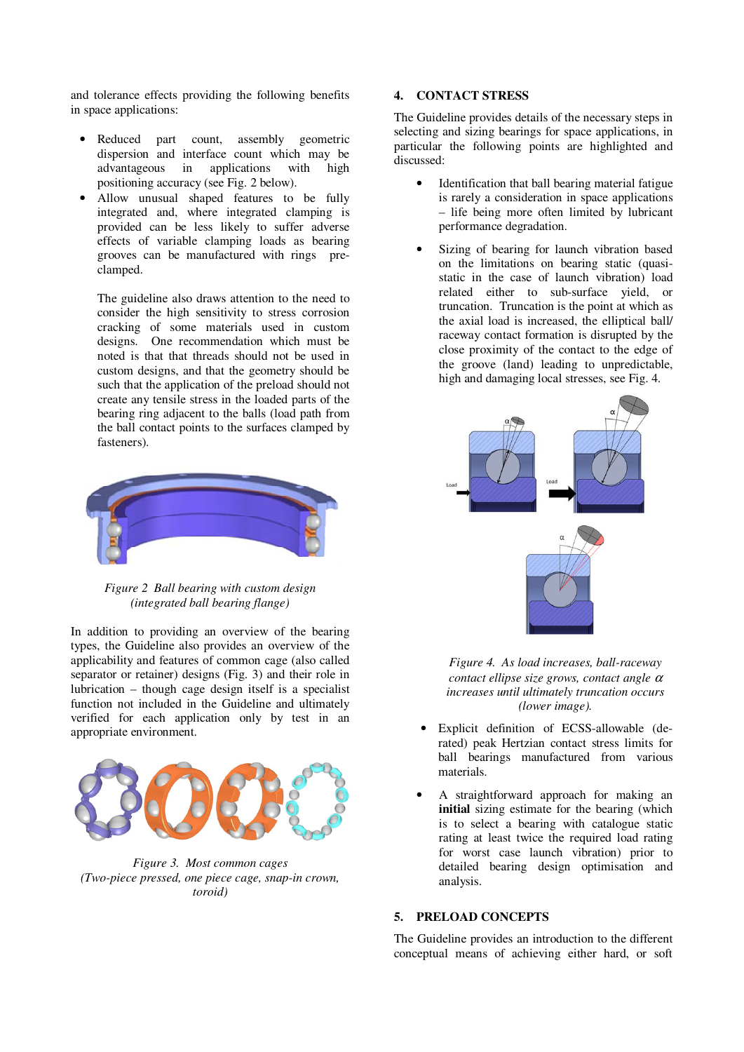and tolerance effects providing the following benefits in space applications:

- Reduced part count, assembly geometric dispersion and interface count which may be advantageous in applications with high positioning accuracy (see Fig. 2 below).
- Allow unusual shaped features to be fully integrated and, where integrated clamping is provided can be less likely to suffer adverse effects of variable clamping loads as bearing grooves can be manufactured with rings pre-clamped.

  The guideline also draws attention to the need to consider the high sensitivity to stress corrosion cracking of some materials used in custom designs. One recommendation which must be noted is that that threads should not be used in custom designs, and that the geometry should be such that the application of the preload should not create any tensile stress in the loaded parts of the bearing ring adjacent to the balls (load path from the ball contact points to the surfaces clamped by fasteners).

*Figure 2 Ball bearing with custom design (integrated ball bearing flange)*

In addition to providing an overview of the bearing types, the Guideline also provides an overview of the applicability and features of common cage (also called separator or retainer) designs (Fig. 3) and their role in lubrication – though cage design itself is a specialist function not included in the Guideline and ultimately verified for each application only by test in an appropriate environment.

*Figure 3. Most common cages (Two-piece pressed, one piece cage, snap-in crown, toroid)*

## 4. CONTACT STRESS

The Guideline provides details of the necessary steps in selecting and sizing bearings for space applications, in particular the following points are highlighted and discussed:

- Identification that ball bearing material fatigue is rarely a consideration in space applications – life being more often limited by lubricant performance degradation.
- Sizing of bearing for launch vibration based on the limitations on bearing static (quasi-static in the case of launch vibration) load related either to sub-surface yield, or truncation. Truncation is the point at which as the axial load is increased, the elliptical ball/ raceway contact formation is disrupted by the close proximity of the contact to the edge of the groove (land) leading to unpredictable, high and damaging local stresses, see Fig. 4.

*Figure 4. As load increases, ball-raceway contact ellipse size grows, contact angle $\alpha$ increases until ultimately truncation occurs (lower image).*

- Explicit definition of ECSS-allowable (de-rated) peak Hertzian contact stress limits for ball bearings manufactured from various materials.
- A straightforward approach for making an **initial** sizing estimate for the bearing (which is to select a bearing with catalogue static rating at least twice the required load rating for worst case launch vibration) prior to detailed bearing design optimisation and analysis.

## 5. PRELOAD CONCEPTS

The Guideline provides an introduction to the different conceptual means of achieving either hard, or soft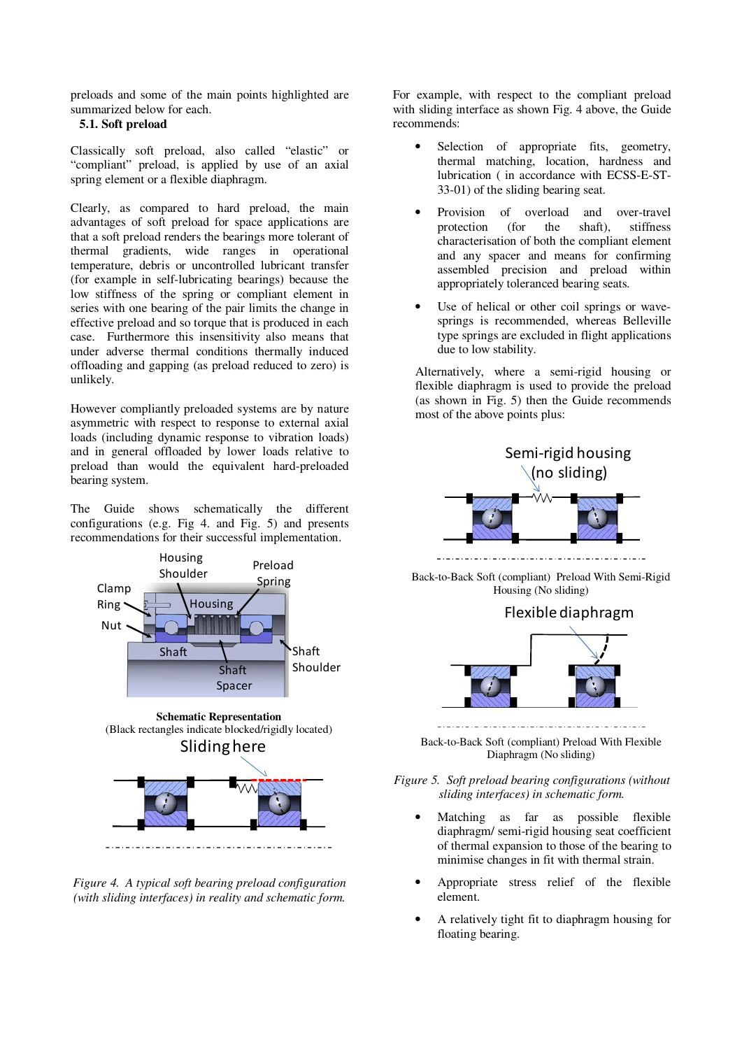preloads and some of the main points highlighted are summarized below for each.

### 5.1. Soft preload

Classically soft preload, also called "elastic" or "compliant" preload, is applied by use of an axial spring element or a flexible diaphragm.

Clearly, as compared to hard preload, the main advantages of soft preload for space applications are that a soft preload renders the bearings more tolerant of thermal gradients, wide ranges in operational temperature, debris or uncontrolled lubricant transfer (for example in self-lubricating bearings) because the low stiffness of the spring or compliant element in series with one bearing of the pair limits the change in effective preload and so torque that is produced in each case. Furthermore this insensitivity also means that under adverse thermal conditions thermally induced offloading and gapping (as preload reduced to zero) is unlikely.

However compliantly preloaded systems are by nature asymmetric with respect to response to external axial loads (including dynamic response to vibration loads) and in general offloaded by lower loads relative to preload than would the equivalent hard-preloaded bearing system.

The Guide shows schematically the different configurations (e.g. Fig 4. and Fig. 5) and presents recommendations for their successful implementation.

Schematic Representation
(Black rectangles indicate blocked/rigidly located)

*Figure 4. A typical soft bearing preload configuration (with sliding interfaces) in reality and schematic form.*

For example, with respect to the compliant preload with sliding interface as shown Fig. 4 above, the Guide recommends:

- Selection of appropriate fits, geometry, thermal matching, location, hardness and lubrication ( in accordance with ECSS-E-ST-33-01) of the sliding bearing seat.
- Provision of overload and over-travel protection (for the shaft), stiffness characterisation of both the compliant element and any spacer and means for confirming assembled precision and preload within appropriately toleranced bearing seats.
- Use of helical or other coil springs or wave-springs is recommended, whereas Belleville type springs are excluded in flight applications due to low stability.

Alternatively, where a semi-rigid housing or flexible diaphragm is used to provide the preload (as shown in Fig. 5) then the Guide recommends most of the above points plus:

Back-to-Back Soft (compliant) Preload With Semi-Rigid Housing (No sliding)

Back-to-Back Soft (compliant) Preload With Flexible Diaphragm (No sliding)

*Figure 5. Soft preload bearing configurations (without sliding interfaces) in schematic form.*

- Matching as far as possible flexible diaphragm/ semi-rigid housing seat coefficient of thermal expansion to those of the bearing to minimise changes in fit with thermal strain.
- Appropriate stress relief of the flexible element.
- A relatively tight fit to diaphragm housing for floating bearing.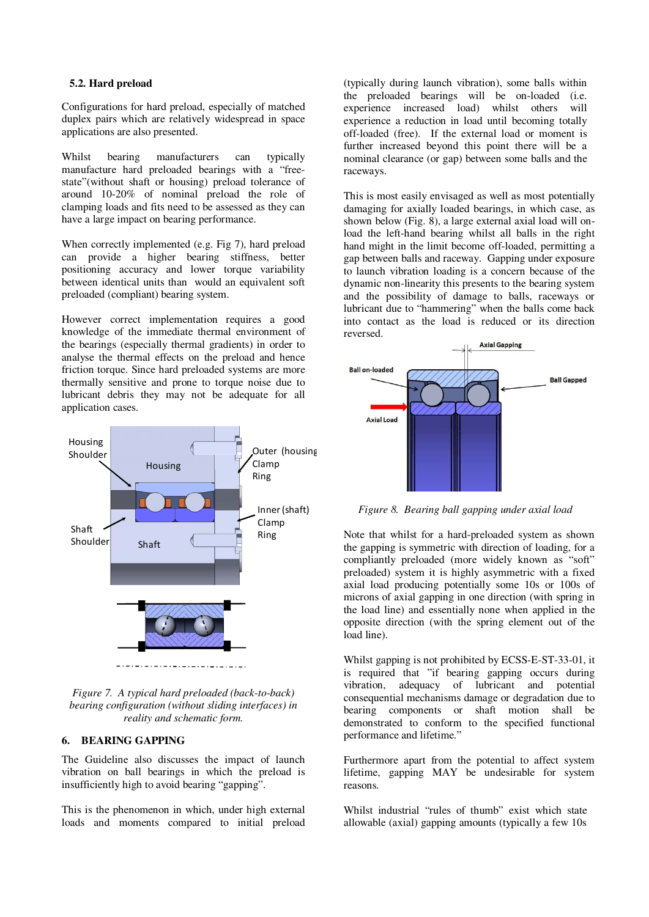### 5.2. Hard preload

Configurations for hard preload, especially of matched duplex pairs which are relatively widespread in space applications are also presented.

Whilst bearing manufacturers can typically manufacture hard preloaded bearings with a "free-state"(without shaft or housing) preload tolerance of around 10-20% of nominal preload the role of clamping loads and fits need to be assessed as they can have a large impact on bearing performance.

When correctly implemented (e.g. Fig 7), hard preload can provide a higher bearing stiffness, better positioning accuracy and lower torque variability between identical units than would an equivalent soft preloaded (compliant) bearing system.

However correct implementation requires a good knowledge of the immediate thermal environment of the bearings (especially thermal gradients) in order to analyse the thermal effects on the preload and hence friction torque. Since hard preloaded systems are more thermally sensitive and prone to torque noise due to lubricant debris they may not be adequate for all application cases.

*Figure 7. A typical hard preloaded (back-to-back) bearing configuration (without sliding interfaces) in reality and schematic form.*

## 6. BEARING GAPPING

The Guideline also discusses the impact of launch vibration on ball bearings in which the preload is insufficiently high to avoid bearing "gapping".

This is the phenomenon in which, under high external loads and moments compared to initial preload (typically during launch vibration), some balls within the preloaded bearings will be on-loaded (i.e. experience increased load) whilst others will experience a reduction in load until becoming totally off-loaded (free). If the external load or moment is further increased beyond this point there will be a nominal clearance (or gap) between some balls and the raceways.

This is most easily envisaged as well as most potentially damaging for axially loaded bearings, in which case, as shown below (Fig. 8), a large external axial load will on-load the left-hand bearing whilst all balls in the right hand might in the limit become off-loaded, permitting a gap between balls and raceway. Gapping under exposure to launch vibration loading is a concern because of the dynamic non-linearity this presents to the bearing system and the possibility of damage to balls, raceways or lubricant due to "hammering" when the balls come back into contact as the load is reduced or its direction reversed.

*Figure 8. Bearing ball gapping under axial load*

Note that whilst for a hard-preloaded system as shown the gapping is symmetric with direction of loading, for a compliantly preloaded (more widely known as "soft" preloaded) system it is highly asymmetric with a fixed axial load producing potentially some 10s or 100s of microns of axial gapping in one direction (with spring in the load line) and essentially none when applied in the opposite direction (with the spring element out of the load line).

Whilst gapping is not prohibited by ECSS-E-ST-33-01, it is required that "if bearing gapping occurs during vibration, adequacy of lubricant and potential consequential mechanisms damage or degradation due to bearing components or shaft motion shall be demonstrated to conform to the specified functional performance and lifetime."

Furthermore apart from the potential to affect system lifetime, gapping MAY be undesirable for system reasons.

Whilst industrial "rules of thumb" exist which state allowable (axial) gapping amounts (typically a few 10s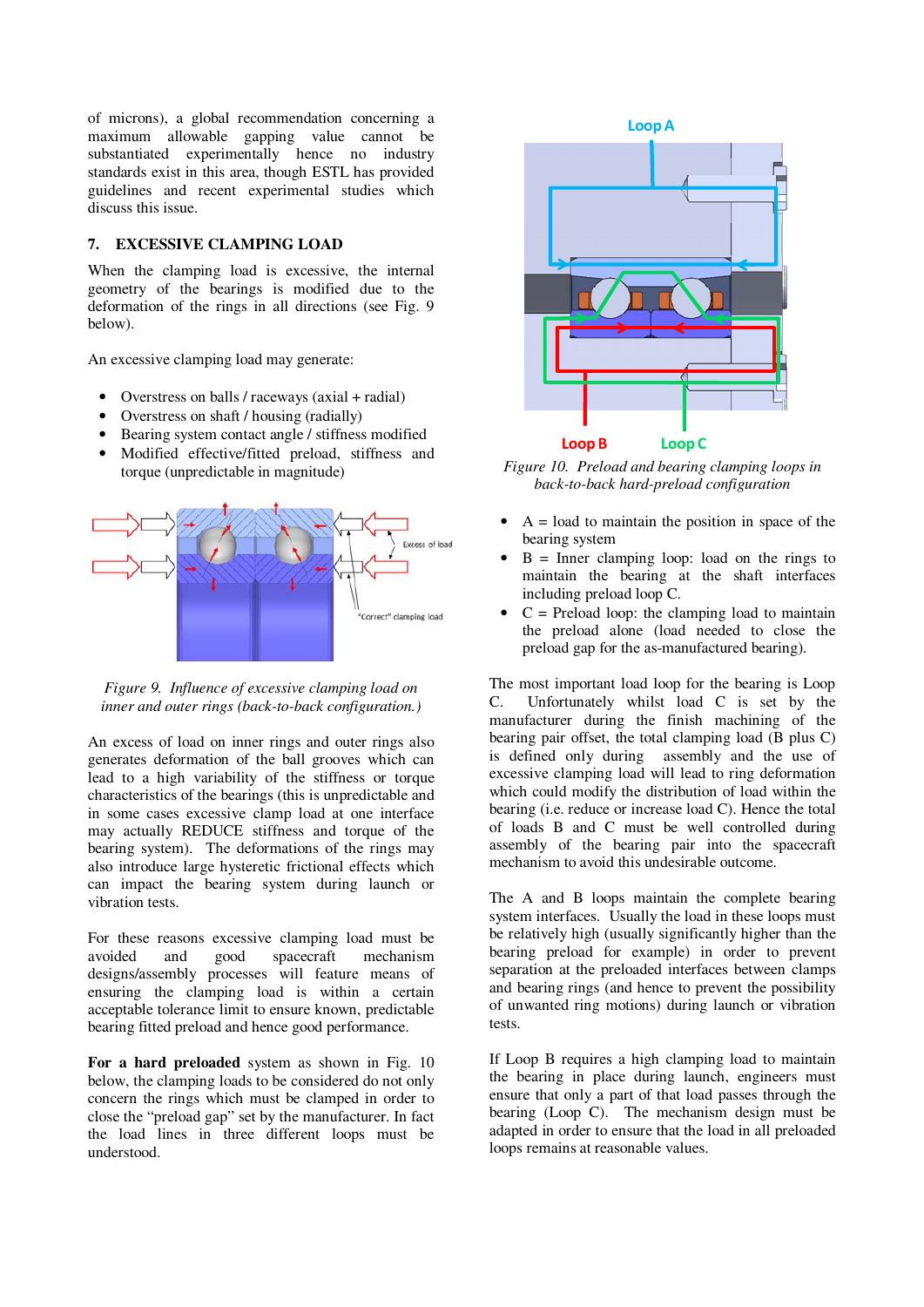of microns), a global recommendation concerning a maximum allowable gapping value cannot be substantiated experimentally hence no industry standards exist in this area, though ESTL has provided guidelines and recent experimental studies which discuss this issue.

## 7. EXCESSIVE CLAMPING LOAD

When the clamping load is excessive, the internal geometry of the bearings is modified due to the deformation of the rings in all directions (see Fig. 9 below).

An excessive clamping load may generate:

- Overstress on balls / raceways (axial + radial)
- Overstress on shaft / housing (radially)
- Bearing system contact angle / stiffness modified
- Modified effective/fitted preload, stiffness and torque (unpredictable in magnitude)

*Figure 9. Influence of excessive clamping load on inner and outer rings (back-to-back configuration.)*

An excess of load on inner rings and outer rings also generates deformation of the ball grooves which can lead to a high variability of the stiffness or torque characteristics of the bearings (this is unpredictable and in some cases excessive clamp load at one interface may actually REDUCE stiffness and torque of the bearing system). The deformations of the rings may also introduce large hysteretic frictional effects which can impact the bearing system during launch or vibration tests.

For these reasons excessive clamping load must be avoided and good spacecraft mechanism designs/assembly processes will feature means of ensuring the clamping load is within a certain acceptable tolerance limit to ensure known, predictable bearing fitted preload and hence good performance.

**For a hard preloaded** system as shown in Fig. 10 below, the clamping loads to be considered do not only concern the rings which must be clamped in order to close the "preload gap" set by the manufacturer. In fact the load lines in three different loops must be understood.

*Figure 10. Preload and bearing clamping loops in back-to-back hard-preload configuration*

- A = load to maintain the position in space of the bearing system
- B = Inner clamping loop: load on the rings to maintain the bearing at the shaft interfaces including preload loop C.
- C = Preload loop: the clamping load to maintain the preload alone (load needed to close the preload gap for the as-manufactured bearing).

The most important load loop for the bearing is Loop C. Unfortunately whilst load C is set by the manufacturer during the finish machining of the bearing pair offset, the total clamping load (B plus C) is defined only during assembly and the use of excessive clamping load will lead to ring deformation which could modify the distribution of load within the bearing (i.e. reduce or increase load C). Hence the total of loads B and C must be well controlled during assembly of the bearing pair into the spacecraft mechanism to avoid this undesirable outcome.

The A and B loops maintain the complete bearing system interfaces. Usually the load in these loops must be relatively high (usually significantly higher than the bearing preload for example) in order to prevent separation at the preloaded interfaces between clamps and bearing rings (and hence to prevent the possibility of unwanted ring motions) during launch or vibration tests.

If Loop B requires a high clamping load to maintain the bearing in place during launch, engineers must ensure that only a part of that load passes through the bearing (Loop C). The mechanism design must be adapted in order to ensure that the load in all preloaded loops remains at reasonable values.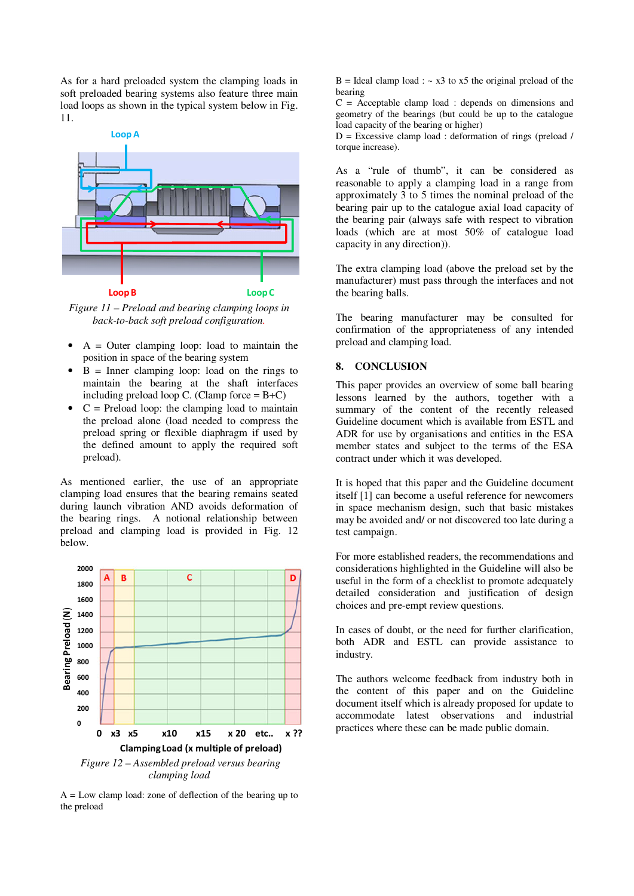As for a hard preloaded system the clamping loads in soft preloaded bearing systems also feature three main load loops as shown in the typical system below in Fig. 11.

*Figure 11 – Preload and bearing clamping loops in back-to-back soft preload configuration.*

- A = Outer clamping loop: load to maintain the position in space of the bearing system
- B = Inner clamping loop: load on the rings to maintain the bearing at the shaft interfaces including preload loop C. (Clamp force = B+C)
- C = Preload loop: the clamping load to maintain the preload alone (load needed to compress the preload spring or flexible diaphragm if used by the defined amount to apply the required soft preload).

As mentioned earlier, the use of an appropriate clamping load ensures that the bearing remains seated during launch vibration AND avoids deformation of the bearing rings. A notional relationship between preload and clamping load is provided in Fig. 12 below.

*Figure 12 – Assembled preload versus bearing clamping load*

A = Low clamp load: zone of deflection of the bearing up to the preload

B = Ideal clamp load : ~ x3 to x5 the original preload of the bearing

C = Acceptable clamp load : depends on dimensions and geometry of the bearings (but could be up to the catalogue load capacity of the bearing or higher)

D = Excessive clamp load : deformation of rings (preload / torque increase).

As a "rule of thumb", it can be considered as reasonable to apply a clamping load in a range from approximately 3 to 5 times the nominal preload of the bearing pair up to the catalogue axial load capacity of the bearing pair (always safe with respect to vibration loads (which are at most 50% of catalogue load capacity in any direction)).

The extra clamping load (above the preload set by the manufacturer) must pass through the interfaces and not the bearing balls.

The bearing manufacturer may be consulted for confirmation of the appropriateness of any intended preload and clamping load.

## 8. CONCLUSION

This paper provides an overview of some ball bearing lessons learned by the authors, together with a summary of the content of the recently released Guideline document which is available from ESTL and ADR for use by organisations and entities in the ESA member states and subject to the terms of the ESA contract under which it was developed.

It is hoped that this paper and the Guideline document itself [1] can become a useful reference for newcomers in space mechanism design, such that basic mistakes may be avoided and/ or not discovered too late during a test campaign.

For more established readers, the recommendations and considerations highlighted in the Guideline will also be useful in the form of a checklist to promote adequately detailed consideration and justification of design choices and pre-empt review questions.

In cases of doubt, or the need for further clarification, both ADR and ESTL can provide assistance to industry.

The authors welcome feedback from industry both in the content of this paper and on the Guideline document itself which is already proposed for update to accommodate latest observations and industrial practices where these can be made public domain.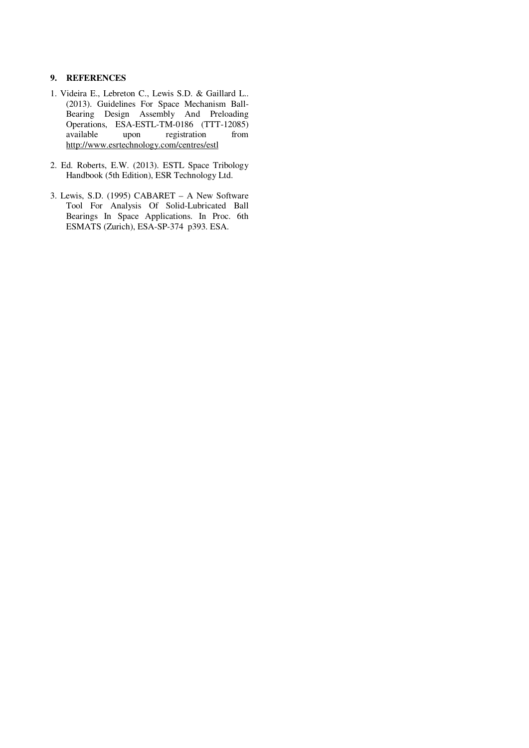## 9. REFERENCES

1. Videira E., Lebreton C., Lewis S.D. & Gaillard L.. (2013). Guidelines For Space Mechanism Ball-Bearing Design Assembly And Preloading Operations, ESA-ESTL-TM-0186 (TTT-12085) available upon registration from http://www.esrtechnology.com/centres/estl

2. Ed. Roberts, E.W. (2013). ESTL Space Tribology Handbook (5th Edition), ESR Technology Ltd.

3. Lewis, S.D. (1995) CABARET – A New Software Tool For Analysis Of Solid-Lubricated Ball Bearings In Space Applications. In Proc. 6th ESMATS (Zurich), ESA-SP-374 p393. ESA.